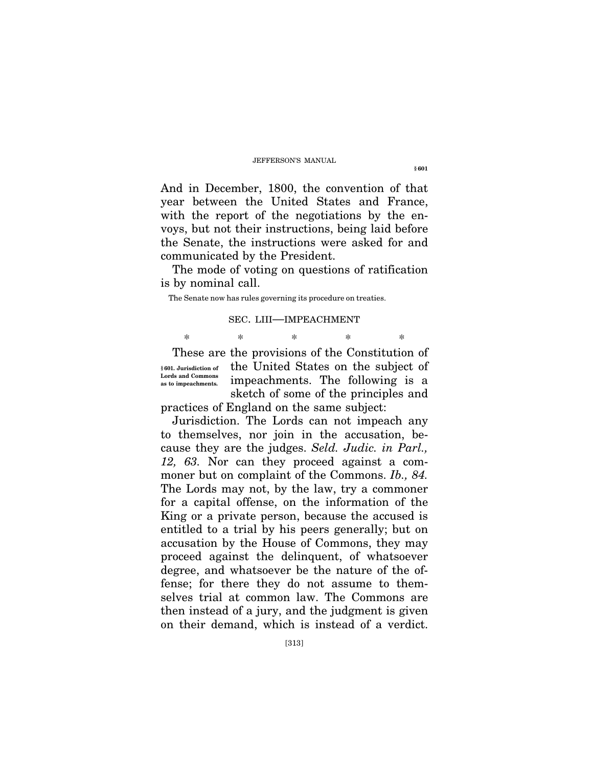And in December, 1800, the convention of that year between the United States and France, with the report of the negotiations by the envoys, but not their instructions, being laid before the Senate, the instructions were asked for and communicated by the President.

The mode of voting on questions of ratification is by nominal call.

The Senate now has rules governing its procedure on treaties.

## SEC. LIII—IMPEACHMENT

\* \* \* \* \*

**§ 601. Jurisdiction of Lords and Commons as to impeachments.**

These are the provisions of the Constitution of the United States on the subject of impeachments. The following is a sketch of some of the principles and practices of England on the same subject:

Jurisdiction. The Lords can not impeach any to themselves, nor join in the accusation, because they are the judges. *Seld. Judic. in Parl., 12, 63.* Nor can they proceed against a commoner but on complaint of the Commons. *Ib., 84.* The Lords may not, by the law, try a commoner for a capital offense, on the information of the King or a private person, because the accused is entitled to a trial by his peers generally; but on accusation by the House of Commons, they may proceed against the delinquent, of whatsoever degree, and whatsoever be the nature of the offense; for there they do not assume to themselves trial at common law. The Commons are then instead of a jury, and the judgment is given on their demand, which is instead of a verdict.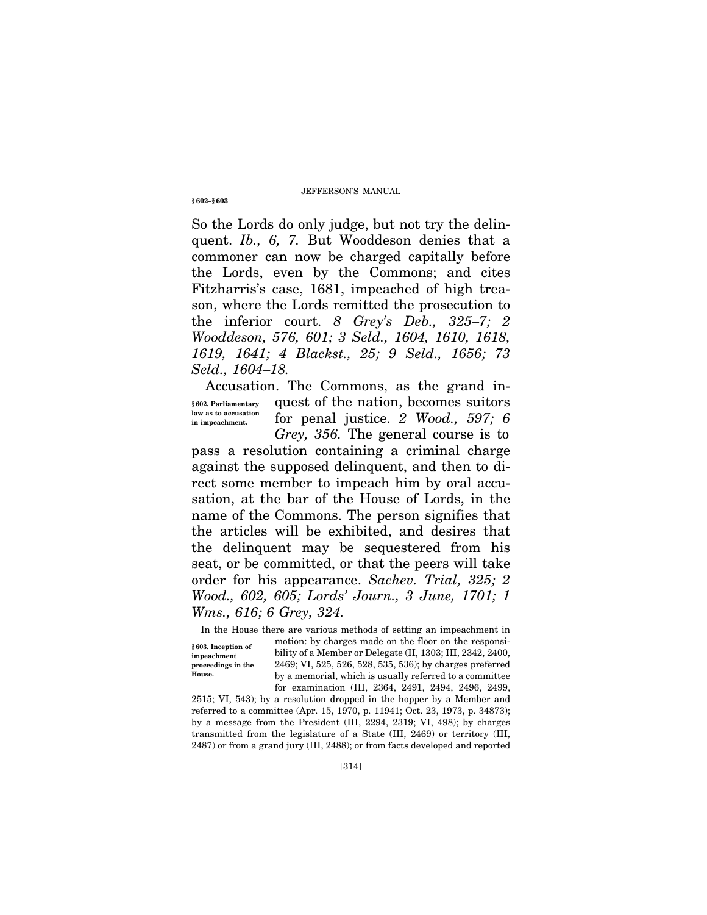So the Lords do only judge, but not try the delinquent. *Ib., 6, 7.* But Wooddeson denies that a commoner can now be charged capitally before the Lords, even by the Commons; and cites Fitzharris's case, 1681, impeached of high treason, where the Lords remitted the prosecution to the inferior court. *8 Grey's Deb., 325–7; 2 Wooddeson, 576, 601; 3 Seld., 1604, 1610, 1618, 1619, 1641; 4 Blackst., 25; 9 Seld., 1656; 73 Seld., 1604–18.*

**§ 602. Parliamentary law as to accusation in impeachment.**

Accusation. The Commons, as the grand inquest of the nation, becomes suitors for penal justice. *2 Wood., 597; 6 Grey, 356.* The general course is to pass a resolution containing a criminal charge against the supposed delinquent, and then to direct some member to impeach him by oral accusation, at the bar of the House of Lords, in the name of the Commons. The person signifies that the articles will be exhibited, and desires that the delinquent may be sequestered from his seat, or be committed, or that the peers will take order for his appearance. *Sachev. Trial, 325; 2 Wood., 602, 605; Lords' Journ., 3 June, 1701; 1 Wms., 616; 6 Grey, 324.*

**§ 603. Inception of impeachment proceedings in the House.**

In the House there are various methods of setting an impeachment in motion: by charges made on the floor on the responsibility of a Member or Delegate (II, 1303; III, 2342, 2400, 2469; VI, 525, 526, 528, 535, 536); by charges preferred by a memorial, which is usually referred to a committee for examination (III, 2364, 2491, 2494, 2496, 2499, 2515; VI, 543); by a resolution dropped in the hopper by a Member and referred to a committee (Apr. 15, 1970, p. 11941; Oct. 23, 1973, p. 34873); by a message from the President (III, 2294, 2319; VI, 498); by charges transmitted from the legislature of a State (III, 2469) or territory (III, 2487) or from a grand jury (III, 2488); or from facts developed and reported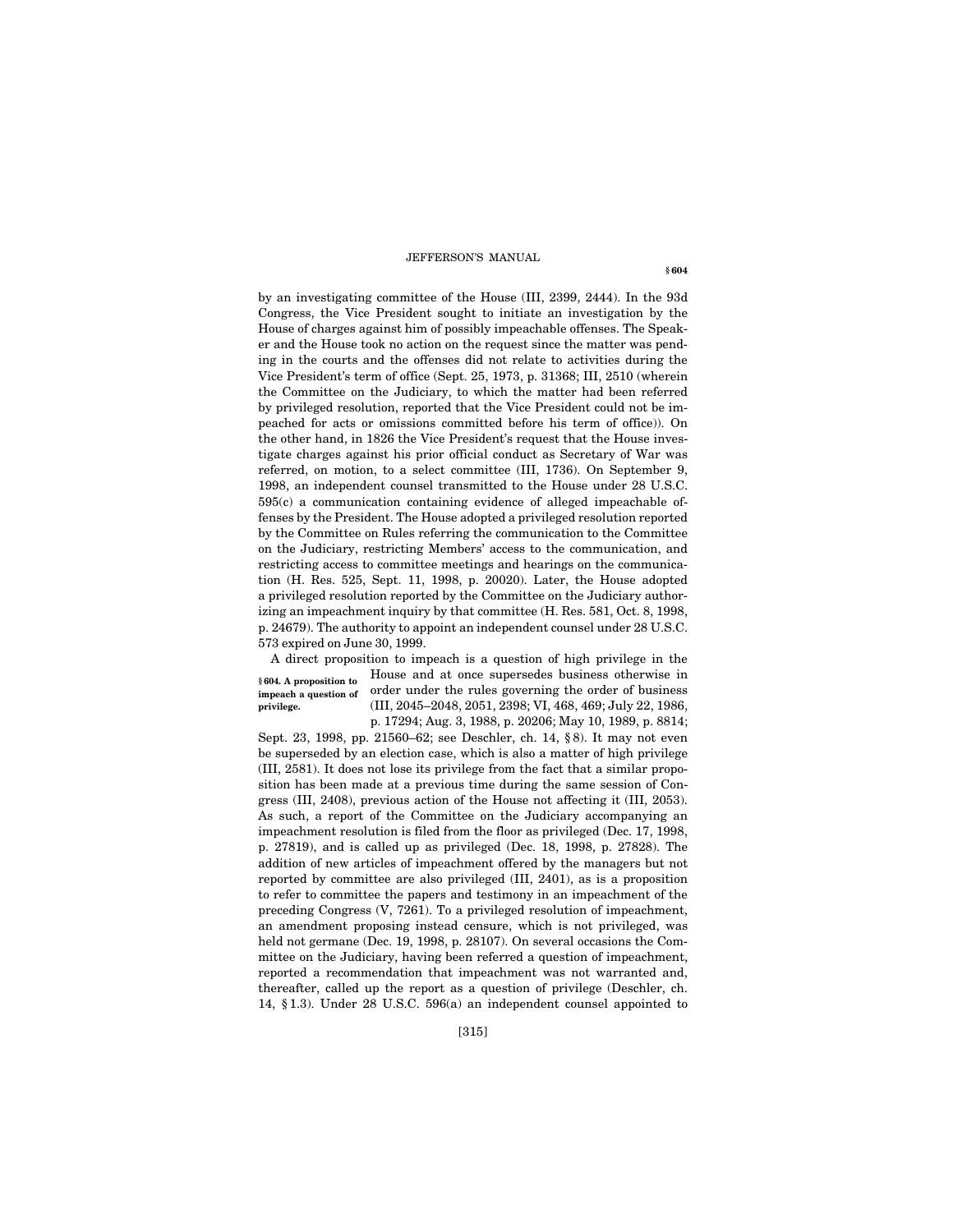by an investigating committee of the House (III, 2399, 2444). In the 93d Congress, the Vice President sought to initiate an investigation by the House of charges against him of possibly impeachable offenses. The Speaker and the House took no action on the request since the matter was pending in the courts and the offenses did not relate to activities during the Vice President's term of office (Sept. 25, 1973, p. 31368; III, 2510 (wherein the Committee on the Judiciary, to which the matter had been referred by privileged resolution, reported that the Vice President could not be impeached for acts or omissions committed before his term of office)). On the other hand, in 1826 the Vice President's request that the House investigate charges against his prior official conduct as Secretary of War was referred, on motion, to a select committee (III, 1736). On September 9, 1998, an independent counsel transmitted to the House under 28 U.S.C. 595(c) a communication containing evidence of alleged impeachable offenses by the President. The House adopted a privileged resolution reported by the Committee on Rules referring the communication to the Committee on the Judiciary, restricting Members' access to the communication, and restricting access to committee meetings and hearings on the communication (H. Res. 525, Sept. 11, 1998, p. 20020). Later, the House adopted a privileged resolution reported by the Committee on the Judiciary authorizing an impeachment inquiry by that committee (H. Res. 581, Oct. 8, 1998, p. 24679). The authority to appoint an independent counsel under 28 U.S.C. 573 expired on June 30, 1999.

**§ 604. A proposition to impeach a question of privilege.**

A direct proposition to impeach is a question of high privilege in the House and at once supersedes business otherwise in order under the rules governing the order of business (III, 2045–2048, 2051, 2398; VI, 468, 469; July 22, 1986, p. 17294; Aug. 3, 1988, p. 20206; May 10, 1989, p. 8814; Sept. 23, 1998, pp. 21560–62; see Deschler, ch. 14, § 8). It may not even be superseded by an election case, which is also a matter of high privilege (III, 2581). It does not lose its privilege from the fact that a similar proposition has been made at a previous time during the same session of Congress (III, 2408), previous action of the House not affecting it (III, 2053). As such, a report of the Committee on the Judiciary accompanying an impeachment resolution is filed from the floor as privileged (Dec. 17, 1998, p. 27819), and is called up as privileged (Dec. 18, 1998, p. 27828). The addition of new articles of impeachment offered by the managers but not reported by committee are also privileged (III, 2401), as is a proposition to refer to committee the papers and testimony in an impeachment of the preceding Congress (V, 7261). To a privileged resolution of impeachment, an amendment proposing instead censure, which is not privileged, was held not germane (Dec. 19, 1998, p. 28107). On several occasions the Committee on the Judiciary, having been referred a question of impeachment, reported a recommendation that impeachment was not warranted and, thereafter, called up the report as a question of privilege (Deschler, ch. 14, § 1.3). Under 28 U.S.C. 596(a) an independent counsel appointed to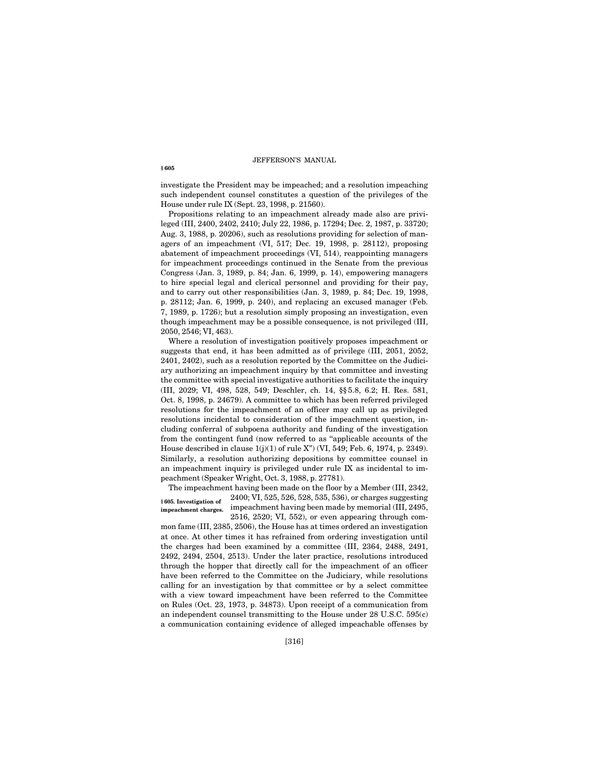investigate the President may be impeached; and a resolution impeaching such independent counsel constitutes a question of the privileges of the House under rule IX (Sept. 23, 1998, p. 21560).

Propositions relating to an impeachment already made also are privileged (III, 2400, 2402, 2410; July 22, 1986, p. 17294; Dec. 2, 1987, p. 33720; Aug. 3, 1988, p. 20206), such as resolutions providing for selection of managers of an impeachment (VI, 517; Dec. 19, 1998, p. 28112), proposing abatement of impeachment proceedings (VI, 514), reappointing managers for impeachment proceedings continued in the Senate from the previous Congress (Jan. 3, 1989, p. 84; Jan. 6, 1999, p. 14), empowering managers to hire special legal and clerical personnel and providing for their pay, and to carry out other responsibilities (Jan. 3, 1989, p. 84; Dec. 19, 1998, p. 28112; Jan. 6, 1999, p. 240), and replacing an excused manager (Feb. 7, 1989, p. 1726); but a resolution simply proposing an investigation, even though impeachment may be a possible consequence, is not privileged (III, 2050, 2546; VI, 463).

Where a resolution of investigation positively proposes impeachment or suggests that end, it has been admitted as of privilege (III, 2051, 2052, 2401, 2402), such as a resolution reported by the Committee on the Judiciary authorizing an impeachment inquiry by that committee and investing the committee with special investigative authorities to facilitate the inquiry (III, 2029; VI, 498, 528, 549; Deschler, ch. 14, §§5.8, 6.2; H. Res. 581, Oct. 8, 1998, p. 24679). A committee to which has been referred privileged resolutions for the impeachment of an officer may call up as privileged resolutions incidental to consideration of the impeachment question, including conferral of subpoena authority and funding of the investigation from the contingent fund (now referred to as "applicable accounts of the House described in clause 1(j)(1) of rule X") (VI, 549; Feb. 6, 1974, p. 2349). Similarly, a resolution authorizing depositions by committee counsel in an impeachment inquiry is privileged under rule IX as incidental to impeachment (Speaker Wright, Oct. 3, 1988, p. 27781).

**§605. Investigation of impeachment charges.**

The impeachment having been made on the floor by a Member (III, 2342, 2400; VI, 525, 526, 528, 535, 536), or charges suggesting impeachment having been made by memorial (III, 2495, 2516, 2520; VI, 552), or even appearing through common fame (III, 2385, 2506), the House has at times ordered an investigation at once. At other times it has refrained from ordering investigation until the charges had been examined by a committee (III, 2364, 2488, 2491, 2492, 2494, 2504, 2513). Under the later practice, resolutions introduced through the hopper that directly call for the impeachment of an officer have been referred to the Committee on the Judiciary, while resolutions calling for an investigation by that committee or by a select committee with a view toward impeachment have been referred to the Committee on Rules (Oct. 23, 1973, p. 34873). Upon receipt of a communication from an independent counsel transmitting to the House under 28 U.S.C. 595(c) a communication containing evidence of alleged impeachable offenses by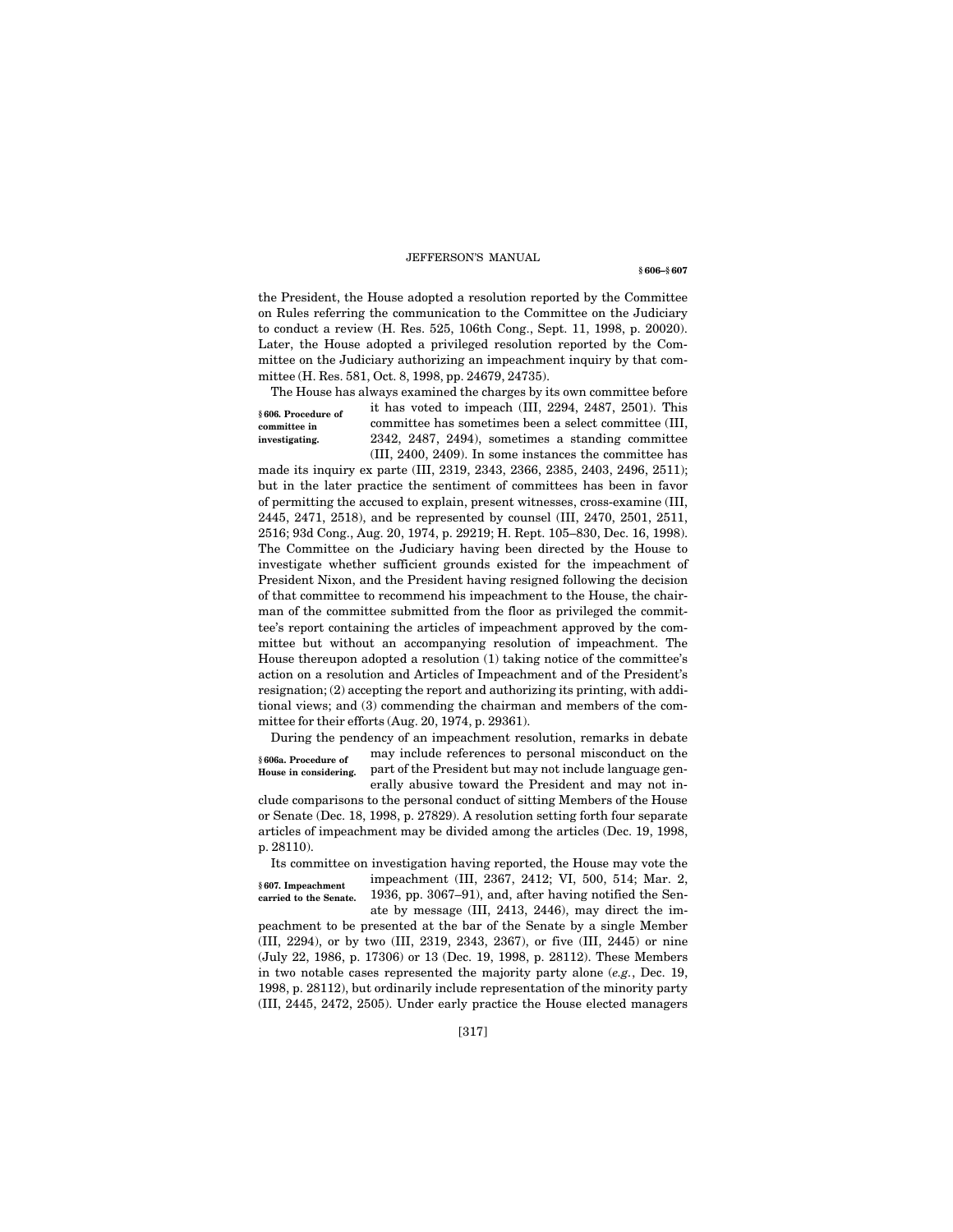the President, the House adopted a resolution reported by the Committee on Rules referring the communication to the Committee on the Judiciary to conduct a review (H. Res. 525, 106th Cong., Sept. 11, 1998, p. 20020). Later, the House adopted a privileged resolution reported by the Committee on the Judiciary authorizing an impeachment inquiry by that committee (H. Res. 581, Oct. 8, 1998, pp. 24679, 24735).

**§ 606. Procedure of committee in investigating.**

The House has always examined the charges by its own committee before it has voted to impeach (III, 2294, 2487, 2501). This committee has sometimes been a select committee (III, 2342, 2487, 2494), sometimes a standing committee (III, 2400, 2409). In some instances the committee has made its inquiry ex parte (III, 2319, 2343, 2366, 2385, 2403, 2496, 2511); but in the later practice the sentiment of committees has been in favor of permitting the accused to explain, present witnesses, cross-examine (III, 2445, 2471, 2518), and be represented by counsel (III, 2470, 2501, 2511, 2516; 93d Cong., Aug. 20, 1974, p. 29219; H. Rept. 105–830, Dec. 16, 1998). The Committee on the Judiciary having been directed by the House to investigate whether sufficient grounds existed for the impeachment of President Nixon, and the President having resigned following the decision of that committee to recommend his impeachment to the House, the chairman of the committee submitted from the floor as privileged the committee's report containing the articles of impeachment approved by the committee but without an accompanying resolution of impeachment. The House thereupon adopted a resolution (1) taking notice of the committee's action on a resolution and Articles of Impeachment and of the President's resignation; (2) accepting the report and authorizing its printing, with additional views; and (3) commending the chairman and members of the committee for their efforts (Aug. 20, 1974, p. 29361).

**§ 606a. Procedure of House in considering.**

During the pendency of an impeachment resolution, remarks in debate may include references to personal misconduct on the part of the President but may not include language generally abusive toward the President and may not include comparisons to the personal conduct of sitting Members of the House or Senate (Dec. 18, 1998, p. 27829). A resolution setting forth four separate articles of impeachment may be divided among the articles (Dec. 19, 1998, p. 28110).

**§ 607. Impeachment carried to the Senate.**

Its committee on investigation having reported, the House may vote the impeachment (III, 2367, 2412; VI, 500, 514; Mar. 2, 1936, pp. 3067–91), and, after having notified the Senate by message (III, 2413, 2446), may direct the impeachment to be presented at the bar of the Senate by a single Member (III, 2294), or by two (III, 2319, 2343, 2367), or five (III, 2445) or nine (July 22, 1986, p. 17306) or 13 (Dec. 19, 1998, p. 28112). These Members in two notable cases represented the majority party alone (*e.g.*, Dec. 19, 1998, p. 28112), but ordinarily include representation of the minority party (III, 2445, 2472, 2505). Under early practice the House elected managers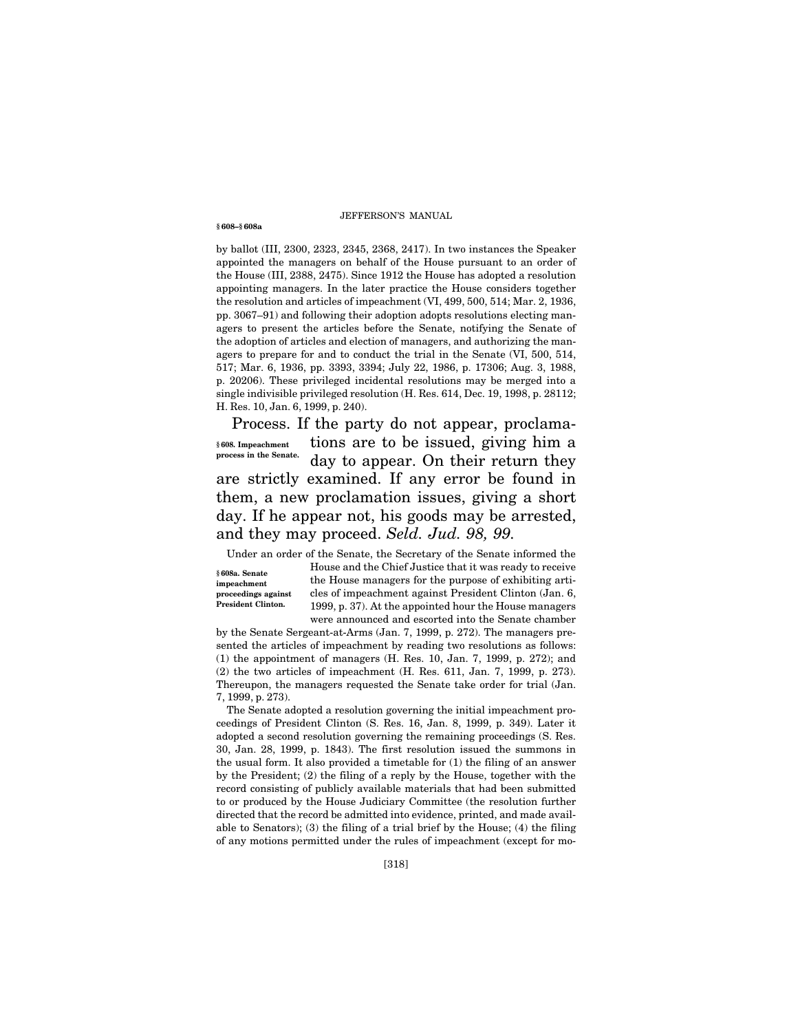by ballot (III, 2300, 2323, 2345, 2368, 2417). In two instances the Speaker appointed the managers on behalf of the House pursuant to an order of the House (III, 2388, 2475). Since 1912 the House has adopted a resolution appointing managers. In the later practice the House considers together the resolution and articles of impeachment (VI, 499, 500, 514; Mar. 2, 1936, pp. 3067–91) and following their adoption adopts resolutions electing managers to present the articles before the Senate, notifying the Senate of the adoption of articles and election of managers, and authorizing the managers to prepare for and to conduct the trial in the Senate (VI, 500, 514, 517; Mar. 6, 1936, pp. 3393, 3394; July 22, 1986, p. 17306; Aug. 3, 1988, p. 20206). These privileged incidental resolutions may be merged into a single indivisible privileged resolution (H. Res. 614, Dec. 19, 1998, p. 28112; H. Res. 10, Jan. 6, 1999, p. 240).

**§ 608. Impeachment process in the Senate.**

Process. If the party do not appear, proclamations are to be issued, giving him a day to appear. On their return they are strictly examined. If any error be found in them, a new proclamation issues, giving a short day. If he appear not, his goods may be arrested, and they may proceed. *Seld. Jud. 98, 99.*

**§ 608a. Senate impeachment proceedings against President Clinton.**

Under an order of the Senate, the Secretary of the Senate informed the House and the Chief Justice that it was ready to receive the House managers for the purpose of exhibiting articles of impeachment against President Clinton (Jan. 6, 1999, p. 37). At the appointed hour the House managers were announced and escorted into the Senate chamber by the Senate Sergeant-at-Arms (Jan. 7, 1999, p. 272). The managers presented the articles of impeachment by reading two resolutions as follows: (1) the appointment of managers (H. Res. 10, Jan. 7, 1999, p. 272); and (2) the two articles of impeachment (H. Res. 611, Jan. 7, 1999, p. 273). Thereupon, the managers requested the Senate take order for trial (Jan. 7, 1999, p. 273).

The Senate adopted a resolution governing the initial impeachment proceedings of President Clinton (S. Res. 16, Jan. 8, 1999, p. 349). Later it adopted a second resolution governing the remaining proceedings (S. Res. 30, Jan. 28, 1999, p. 1843). The first resolution issued the summons in the usual form. It also provided a timetable for (1) the filing of an answer by the President; (2) the filing of a reply by the House, together with the record consisting of publicly available materials that had been submitted to or produced by the House Judiciary Committee (the resolution further directed that the record be admitted into evidence, printed, and made available to Senators); (3) the filing of a trial brief by the House; (4) the filing of any motions permitted under the rules of impeachment (except for mo-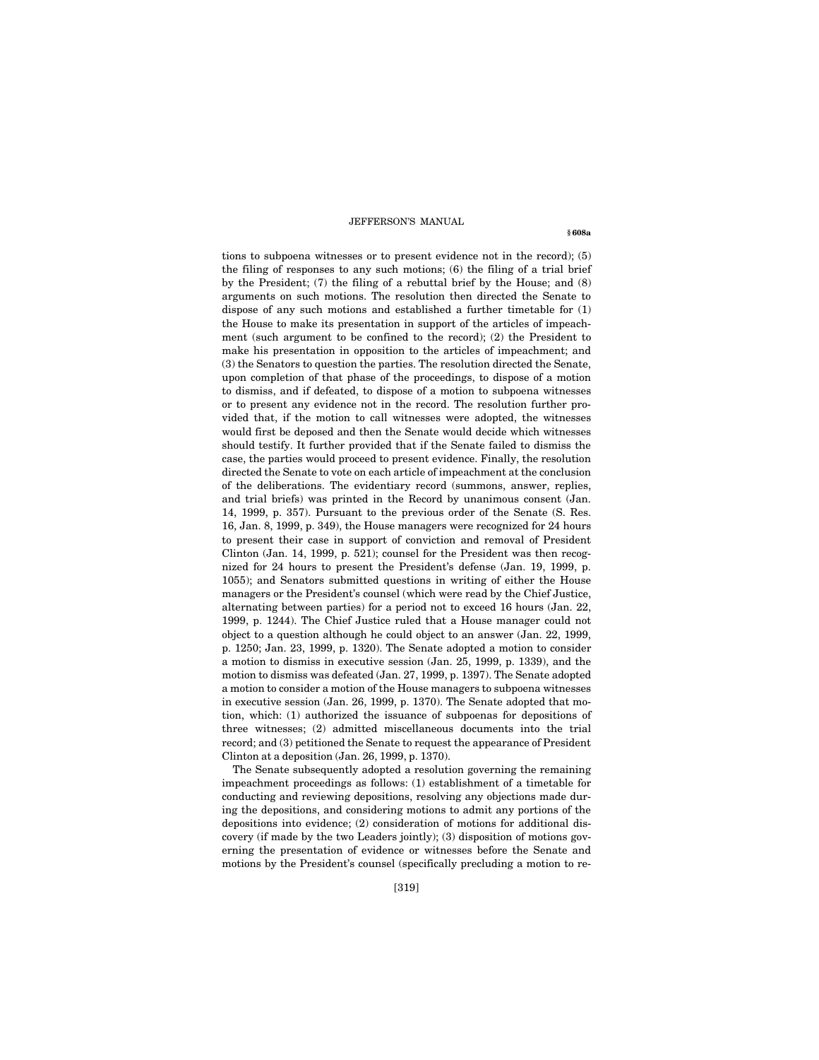tions to subpoena witnesses or to present evidence not in the record); (5) the filing of responses to any such motions; (6) the filing of a trial brief by the President; (7) the filing of a rebuttal brief by the House; and (8) arguments on such motions. The resolution then directed the Senate to dispose of any such motions and established a further timetable for (1) the House to make its presentation in support of the articles of impeachment (such argument to be confined to the record); (2) the President to make his presentation in opposition to the articles of impeachment; and (3) the Senators to question the parties. The resolution directed the Senate, upon completion of that phase of the proceedings, to dispose of a motion to dismiss, and if defeated, to dispose of a motion to subpoena witnesses or to present any evidence not in the record. The resolution further provided that, if the motion to call witnesses were adopted, the witnesses would first be deposed and then the Senate would decide which witnesses should testify. It further provided that if the Senate failed to dismiss the case, the parties would proceed to present evidence. Finally, the resolution directed the Senate to vote on each article of impeachment at the conclusion of the deliberations. The evidentiary record (summons, answer, replies, and trial briefs) was printed in the Record by unanimous consent (Jan. 14, 1999, p. 357). Pursuant to the previous order of the Senate (S. Res. 16, Jan. 8, 1999, p. 349), the House managers were recognized for 24 hours to present their case in support of conviction and removal of President Clinton (Jan. 14, 1999, p. 521); counsel for the President was then recognized for 24 hours to present the President's defense (Jan. 19, 1999, p. 1055); and Senators submitted questions in writing of either the House managers or the President's counsel (which were read by the Chief Justice, alternating between parties) for a period not to exceed 16 hours (Jan. 22, 1999, p. 1244). The Chief Justice ruled that a House manager could not object to a question although he could object to an answer (Jan. 22, 1999, p. 1250; Jan. 23, 1999, p. 1320). The Senate adopted a motion to consider a motion to dismiss in executive session (Jan. 25, 1999, p. 1339), and the motion to dismiss was defeated (Jan. 27, 1999, p. 1397). The Senate adopted a motion to consider a motion of the House managers to subpoena witnesses in executive session (Jan. 26, 1999, p. 1370). The Senate adopted that motion, which: (1) authorized the issuance of subpoenas for depositions of three witnesses; (2) admitted miscellaneous documents into the trial record; and (3) petitioned the Senate to request the appearance of President Clinton at a deposition (Jan. 26, 1999, p. 1370).

The Senate subsequently adopted a resolution governing the remaining impeachment proceedings as follows: (1) establishment of a timetable for conducting and reviewing depositions, resolving any objections made during the depositions, and considering motions to admit any portions of the depositions into evidence; (2) consideration of motions for additional discovery (if made by the two Leaders jointly); (3) disposition of motions governing the presentation of evidence or witnesses before the Senate and motions by the President's counsel (specifically precluding a motion to re-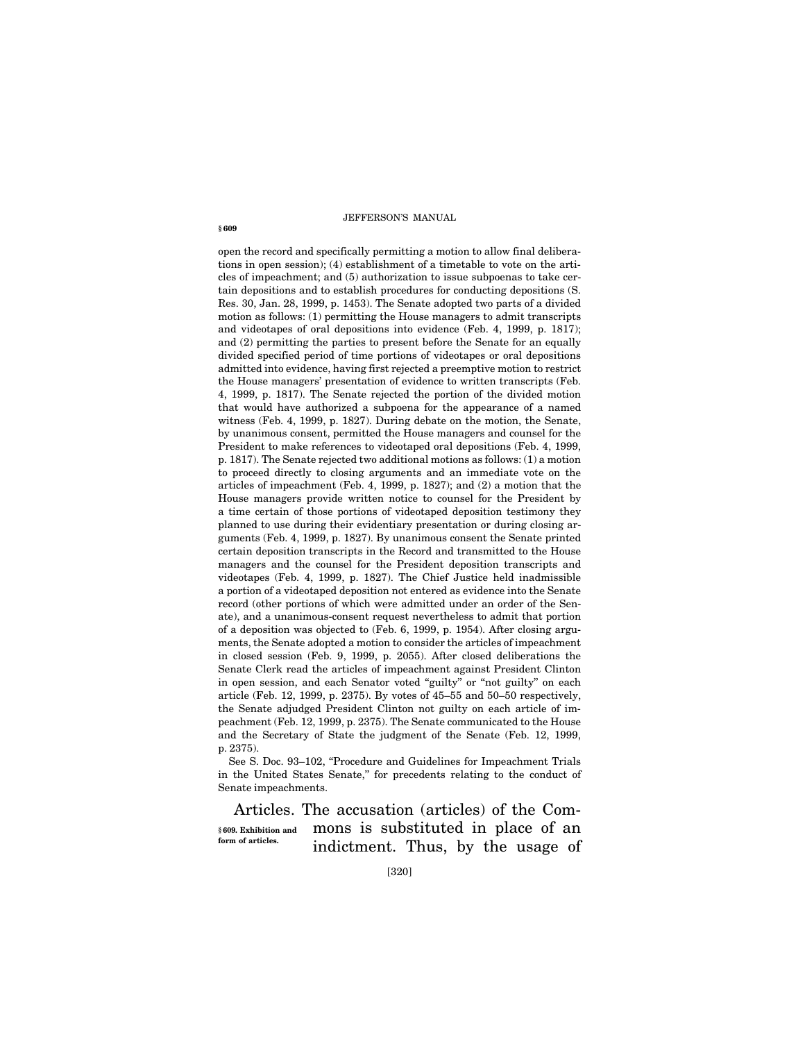open the record and specifically permitting a motion to allow final deliberations in open session); (4) establishment of a timetable to vote on the articles of impeachment; and (5) authorization to issue subpoenas to take certain depositions and to establish procedures for conducting depositions (S. Res. 30, Jan. 28, 1999, p. 1453). The Senate adopted two parts of a divided motion as follows: (1) permitting the House managers to admit transcripts and videotapes of oral depositions into evidence (Feb. 4, 1999, p. 1817); and (2) permitting the parties to present before the Senate for an equally divided specified period of time portions of videotapes or oral depositions admitted into evidence, having first rejected a preemptive motion to restrict the House managers' presentation of evidence to written transcripts (Feb. 4, 1999, p. 1817). The Senate rejected the portion of the divided motion that would have authorized a subpoena for the appearance of a named witness (Feb. 4, 1999, p. 1827). During debate on the motion, the Senate, by unanimous consent, permitted the House managers and counsel for the President to make references to videotaped oral depositions (Feb. 4, 1999, p. 1817). The Senate rejected two additional motions as follows: (1) a motion to proceed directly to closing arguments and an immediate vote on the articles of impeachment (Feb. 4, 1999, p. 1827); and (2) a motion that the House managers provide written notice to counsel for the President by a time certain of those portions of videotaped deposition testimony they planned to use during their evidentiary presentation or during closing arguments (Feb. 4, 1999, p. 1827). By unanimous consent the Senate printed certain deposition transcripts in the Record and transmitted to the House managers and the counsel for the President deposition transcripts and videotapes (Feb. 4, 1999, p. 1827). The Chief Justice held inadmissible a portion of a videotaped deposition not entered as evidence into the Senate record (other portions of which were admitted under an order of the Senate), and a unanimous-consent request nevertheless to admit that portion of a deposition was objected to (Feb. 6, 1999, p. 1954). After closing arguments, the Senate adopted a motion to consider the articles of impeachment in closed session (Feb. 9, 1999, p. 2055). After closed deliberations the Senate Clerk read the articles of impeachment against President Clinton in open session, and each Senator voted "guilty" or "not guilty" on each article (Feb. 12, 1999, p. 2375). By votes of 45–55 and 50–50 respectively, the Senate adjudged President Clinton not guilty on each article of impeachment (Feb. 12, 1999, p. 2375). The Senate communicated to the House and the Secretary of State the judgment of the Senate (Feb. 12, 1999, p. 2375).

See S. Doc. 93–102, "Procedure and Guidelines for Impeachment Trials in the United States Senate," for precedents relating to the conduct of Senate impeachments.

**§ 609. Exhibition and form of articles.**

Articles. The accusation (articles) of the Commons is substituted in place of an indictment. Thus, by the usage of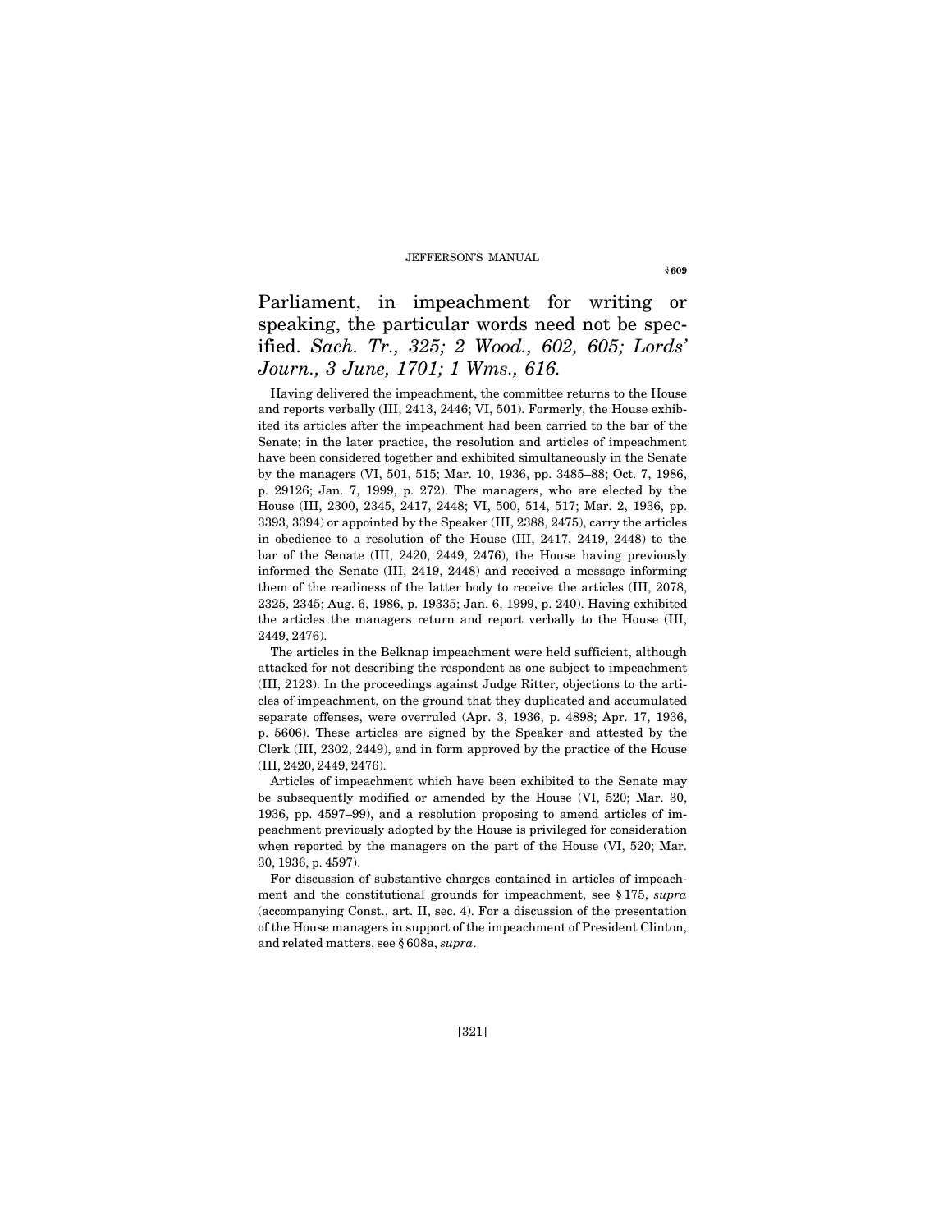Parliament, in impeachment for writing or speaking, the particular words need not be specified. *Sach. Tr., 325; 2 Wood., 602, 605; Lords' Journ., 3 June, 1701; 1 Wms., 616.*

Having delivered the impeachment, the committee returns to the House and reports verbally (III, 2413, 2446; VI, 501). Formerly, the House exhibited its articles after the impeachment had been carried to the bar of the Senate; in the later practice, the resolution and articles of impeachment have been considered together and exhibited simultaneously in the Senate by the managers (VI, 501, 515; Mar. 10, 1936, pp. 3485–88; Oct. 7, 1986, p. 29126; Jan. 7, 1999, p. 272). The managers, who are elected by the House (III, 2300, 2345, 2417, 2448; VI, 500, 514, 517; Mar. 2, 1936, pp. 3393, 3394) or appointed by the Speaker (III, 2388, 2475), carry the articles in obedience to a resolution of the House (III, 2417, 2419, 2448) to the bar of the Senate (III, 2420, 2449, 2476), the House having previously informed the Senate (III, 2419, 2448) and received a message informing them of the readiness of the latter body to receive the articles (III, 2078, 2325, 2345; Aug. 6, 1986, p. 19335; Jan. 6, 1999, p. 240). Having exhibited the articles the managers return and report verbally to the House (III, 2449, 2476).

The articles in the Belknap impeachment were held sufficient, although attacked for not describing the respondent as one subject to impeachment (III, 2123). In the proceedings against Judge Ritter, objections to the articles of impeachment, on the ground that they duplicated and accumulated separate offenses, were overruled (Apr. 3, 1936, p. 4898; Apr. 17, 1936, p. 5606). These articles are signed by the Speaker and attested by the Clerk (III, 2302, 2449), and in form approved by the practice of the House (III, 2420, 2449, 2476).

Articles of impeachment which have been exhibited to the Senate may be subsequently modified or amended by the House (VI, 520; Mar. 30, 1936, pp. 4597–99), and a resolution proposing to amend articles of impeachment previously adopted by the House is privileged for consideration when reported by the managers on the part of the House (VI, 520; Mar. 30, 1936, p. 4597).

For discussion of substantive charges contained in articles of impeachment and the constitutional grounds for impeachment, see § 175, *supra* (accompanying Const., art. II, sec. 4). For a discussion of the presentation of the House managers in support of the impeachment of President Clinton, and related matters, see § 608a, *supra*.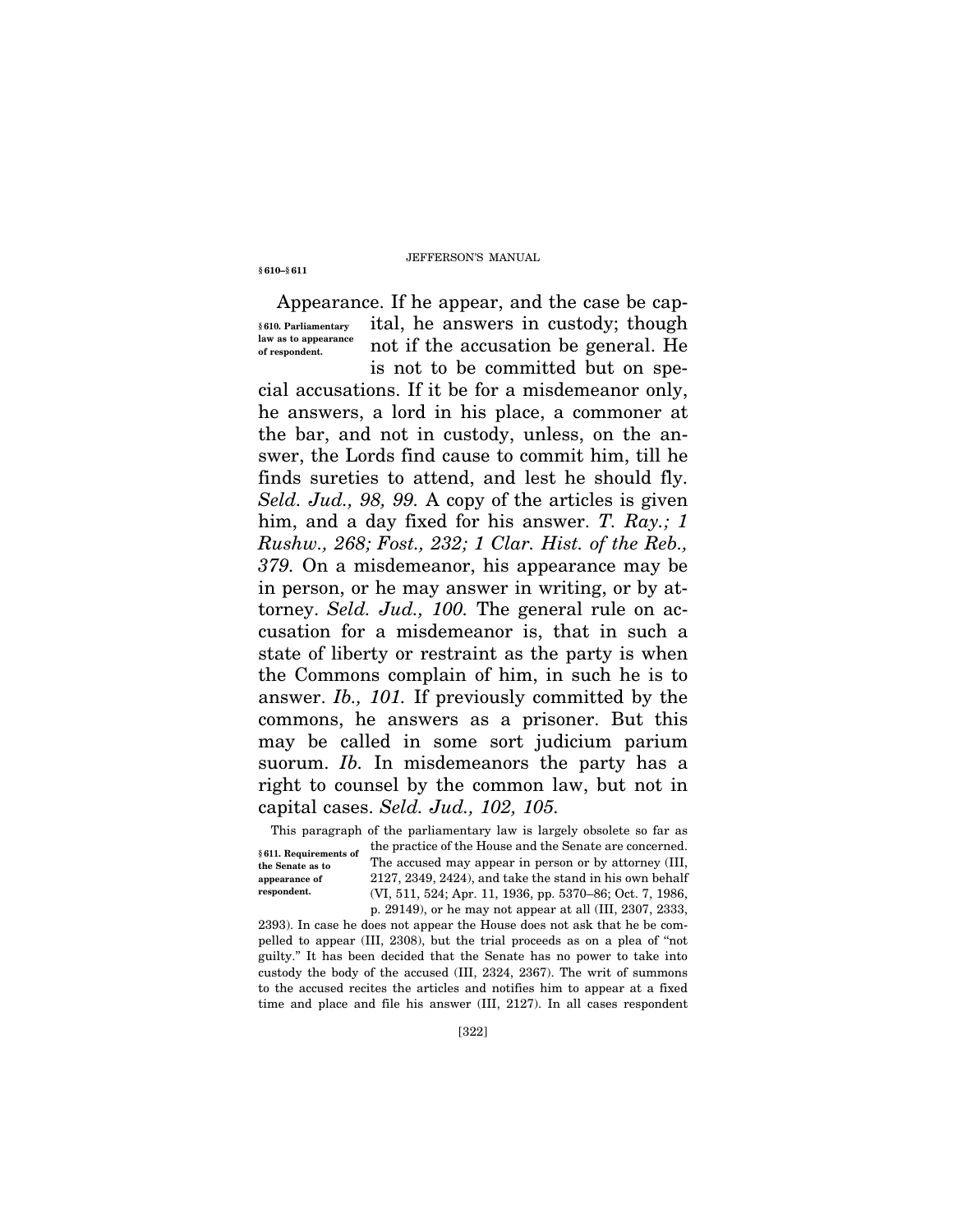**§ 610. Parliamentary law as to appearance of respondent.**

Appearance. If he appear, and the case be capital, he answers in custody; though not if the accusation be general. He is not to be committed but on special accusations. If it be for a misdemeanor only, he answers, a lord in his place, a commoner at the bar, and not in custody, unless, on the answer, the Lords find cause to commit him, till he finds sureties to attend, and lest he should fly. *Seld. Jud., 98, 99.* A copy of the articles is given him, and a day fixed for his answer. *T. Ray.; 1 Rushw., 268; Fost., 232; 1 Clar. Hist. of the Reb., 379.* On a misdemeanor, his appearance may be in person, or he may answer in writing, or by attorney. *Seld. Jud., 100.* The general rule on accusation for a misdemeanor is, that in such a state of liberty or restraint as the party is when the Commons complain of him, in such he is to answer. *Ib., 101.* If previously committed by the commons, he answers as a prisoner. But this may be called in some sort judicium parium suorum. *Ib.* In misdemeanors the party has a right to counsel by the common law, but not in capital cases. *Seld. Jud., 102, 105.*

**§ 611. Requirements of the Senate as to appearance of respondent.**

This paragraph of the parliamentary law is largely obsolete so far as the practice of the House and the Senate are concerned. The accused may appear in person or by attorney (III, 2127, 2349, 2424), and take the stand in his own behalf (VI, 511, 524; Apr. 11, 1936, pp. 5370–86; Oct. 7, 1986, p. 29149), or he may not appear at all (III, 2307, 2333, 2393). In case he does not appear the House does not ask that he be compelled to appear (III, 2308), but the trial proceeds as on a plea of "not guilty." It has been decided that the Senate has no power to take into custody the body of the accused (III, 2324, 2367). The writ of summons to the accused recites the articles and notifies him to appear at a fixed time and place and file his answer (III, 2127). In all cases respondent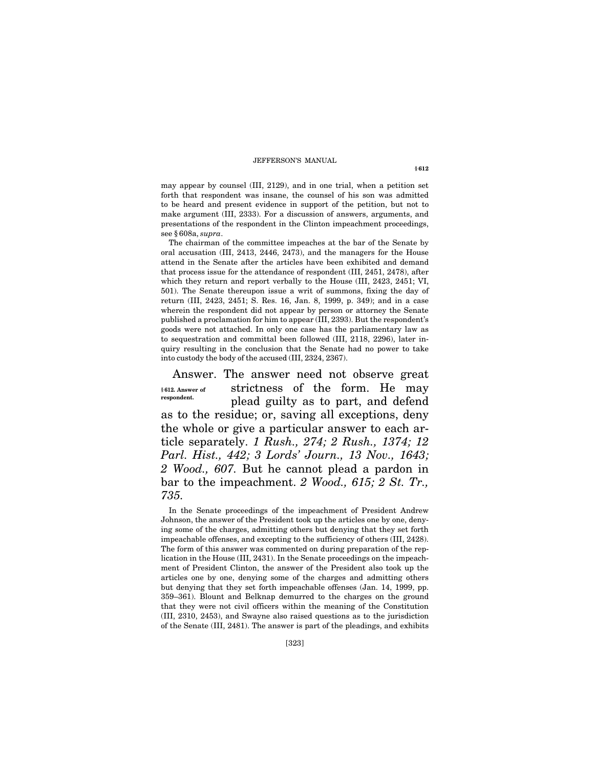may appear by counsel (III, 2129), and in one trial, when a petition set forth that respondent was insane, the counsel of his son was admitted to be heard and present evidence in support of the petition, but not to make argument (III, 2333). For a discussion of answers, arguments, and presentations of the respondent in the Clinton impeachment proceedings, see § 608a, *supra*.

The chairman of the committee impeaches at the bar of the Senate by oral accusation (III, 2413, 2446, 2473), and the managers for the House attend in the Senate after the articles have been exhibited and demand that process issue for the attendance of respondent (III, 2451, 2478), after which they return and report verbally to the House (III, 2423, 2451; VI, 501). The Senate thereupon issue a writ of summons, fixing the day of return (III, 2423, 2451; S. Res. 16, Jan. 8, 1999, p. 349); and in a case wherein the respondent did not appear by person or attorney the Senate published a proclamation for him to appear (III, 2393). But the respondent's goods were not attached. In only one case has the parliamentary law as to sequestration and committal been followed (III, 2118, 2296), later inquiry resulting in the conclusion that the Senate had no power to take into custody the body of the accused (III, 2324, 2367).

**§ 612. Answer of respondent.**

Answer. The answer need not observe great strictness of the form. He may plead guilty as to part, and defend as to the residue; or, saving all exceptions, deny the whole or give a particular answer to each article separately. *1 Rush., 274; 2 Rush., 1374; 12 Parl. Hist., 442; 3 Lords' Journ., 13 Nov., 1643; 2 Wood., 607.* But he cannot plead a pardon in bar to the impeachment. *2 Wood., 615; 2 St. Tr., 735.*

In the Senate proceedings of the impeachment of President Andrew Johnson, the answer of the President took up the articles one by one, denying some of the charges, admitting others but denying that they set forth impeachable offenses, and excepting to the sufficiency of others (III, 2428). The form of this answer was commented on during preparation of the replication in the House (III, 2431). In the Senate proceedings on the impeachment of President Clinton, the answer of the President also took up the articles one by one, denying some of the charges and admitting others but denying that they set forth impeachable offenses (Jan. 14, 1999, pp. 359–361). Blount and Belknap demurred to the charges on the ground that they were not civil officers within the meaning of the Constitution (III, 2310, 2453), and Swayne also raised questions as to the jurisdiction of the Senate (III, 2481). The answer is part of the pleadings, and exhibits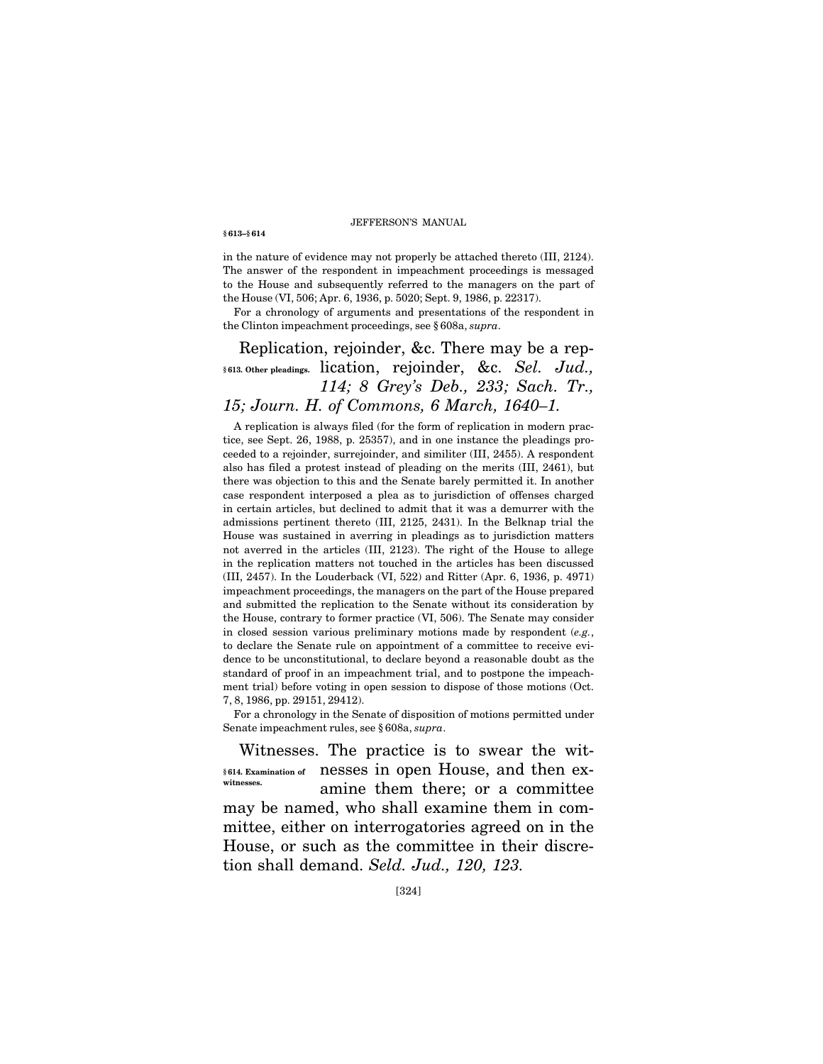in the nature of evidence may not properly be attached thereto (III, 2124). The answer of the respondent in impeachment proceedings is messaged to the House and subsequently referred to the managers on the part of the House (VI, 506; Apr. 6, 1936, p. 5020; Sept. 9, 1986, p. 22317).

For a chronology of arguments and presentations of the respondent in the Clinton impeachment proceedings, see § 608a, *supra*.

**§ 613. Other pleadings.** Replication, rejoinder, &c. There may be a replication, rejoinder, &c. *Sel. Jud., 114; 8 Grey's Deb., 233; Sach. Tr., 15; Journ. H. of Commons, 6 March, 1640–1.*

A replication is always filed (for the form of replication in modern practice, see Sept. 26, 1988, p. 25357), and in one instance the pleadings proceeded to a rejoinder, surrejoinder, and similiter (III, 2455). A respondent also has filed a protest instead of pleading on the merits (III, 2461), but there was objection to this and the Senate barely permitted it. In another case respondent interposed a plea as to jurisdiction of offenses charged in certain articles, but declined to admit that it was a demurrer with the admissions pertinent thereto (III, 2125, 2431). In the Belknap trial the House was sustained in averring in pleadings as to jurisdiction matters not averred in the articles (III, 2123). The right of the House to allege in the replication matters not touched in the articles has been discussed (III, 2457). In the Louderback (VI, 522) and Ritter (Apr. 6, 1936, p. 4971) impeachment proceedings, the managers on the part of the House prepared and submitted the replication to the Senate without its consideration by the House, contrary to former practice (VI, 506). The Senate may consider in closed session various preliminary motions made by respondent (*e.g.*, to declare the Senate rule on appointment of a committee to receive evidence to be unconstitutional, to declare beyond a reasonable doubt as the standard of proof in an impeachment trial, and to postpone the impeachment trial) before voting in open session to dispose of those motions (Oct. 7, 8, 1986, pp. 29151, 29412).

For a chronology in the Senate of disposition of motions permitted under Senate impeachment rules, see § 608a, *supra*.

**§ 614. Examination of witnesses.** Witnesses. The practice is to swear the witnesses in open House, and then examine them there; or a committee may be named, who shall examine them in committee, either on interrogatories agreed on in the House, or such as the committee in their discretion shall demand. *Seld. Jud., 120, 123.*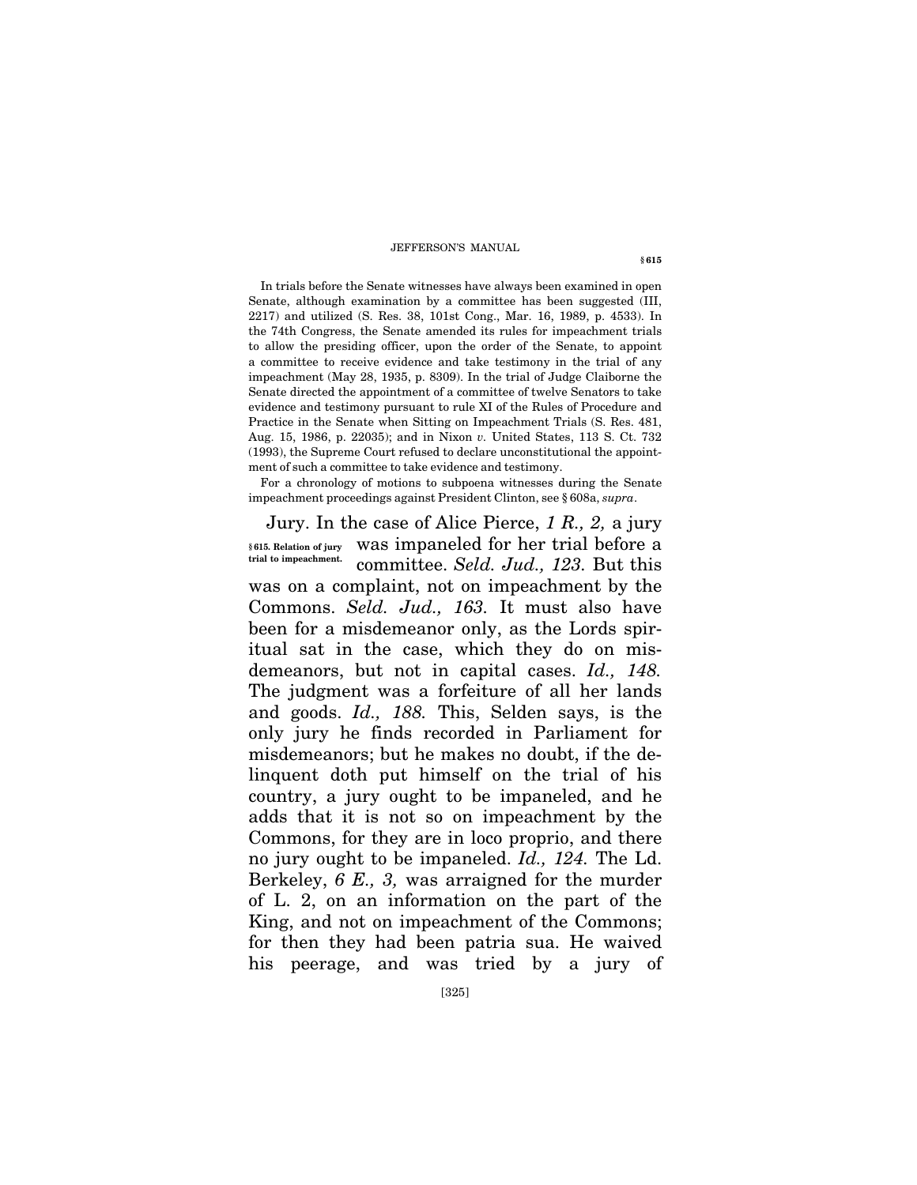In trials before the Senate witnesses have always been examined in open Senate, although examination by a committee has been suggested (III, 2217) and utilized (S. Res. 38, 101st Cong., Mar. 16, 1989, p. 4533). In the 74th Congress, the Senate amended its rules for impeachment trials to allow the presiding officer, upon the order of the Senate, to appoint a committee to receive evidence and take testimony in the trial of any impeachment (May 28, 1935, p. 8309). In the trial of Judge Claiborne the Senate directed the appointment of a committee of twelve Senators to take evidence and testimony pursuant to rule XI of the Rules of Procedure and Practice in the Senate when Sitting on Impeachment Trials (S. Res. 481, Aug. 15, 1986, p. 22035); and in Nixon *v.* United States, 113 S. Ct. 732 (1993), the Supreme Court refused to declare unconstitutional the appointment of such a committee to take evidence and testimony.

For a chronology of motions to subpoena witnesses during the Senate impeachment proceedings against President Clinton, see § 608a, *supra*.

**§ 615. Relation of jury trial to impeachment.**

Jury. In the case of Alice Pierce, *1 R., 2,* a jury was impaneled for her trial before a committee. *Seld. Jud., 123.* But this was on a complaint, not on impeachment by the Commons. *Seld. Jud., 163.* It must also have been for a misdemeanor only, as the Lords spiritual sat in the case, which they do on misdemeanors, but not in capital cases. *Id., 148.* The judgment was a forfeiture of all her lands and goods. *Id., 188.* This, Selden says, is the only jury he finds recorded in Parliament for misdemeanors; but he makes no doubt, if the delinquent doth put himself on the trial of his country, a jury ought to be impaneled, and he adds that it is not so on impeachment by the Commons, for they are in loco proprio, and there no jury ought to be impaneled. *Id., 124.* The Ld. Berkeley, *6 E., 3,* was arraigned for the murder of L. 2, on an information on the part of the King, and not on impeachment of the Commons; for then they had been patria sua. He waived his peerage, and was tried by a jury of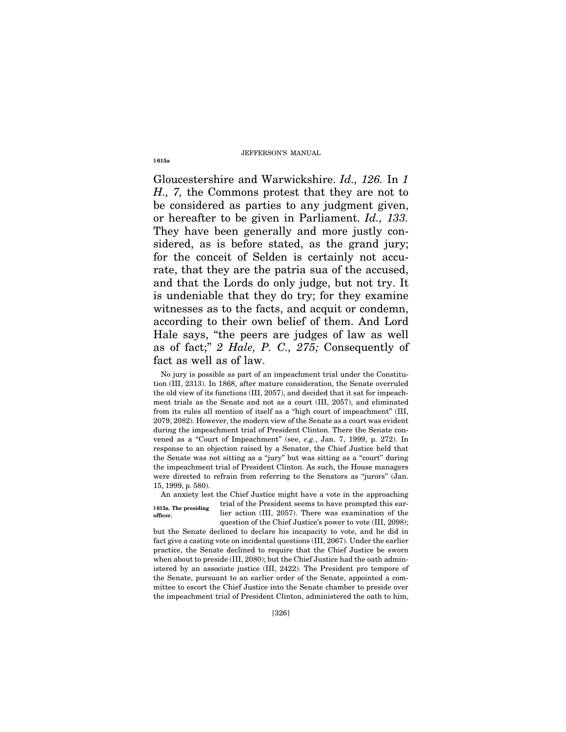Gloucestershire and Warwickshire. *Id., 126.* In *1 H., 7,* the Commons protest that they are not to be considered as parties to any judgment given, or hereafter to be given in Parliament. *Id., 133.* They have been generally and more justly considered, as is before stated, as the grand jury; for the conceit of Selden is certainly not accurate, that they are the patria sua of the accused, and that the Lords do only judge, but not try. It is undeniable that they do try; for they examine witnesses as to the facts, and acquit or condemn, according to their own belief of them. And Lord Hale says, "the peers are judges of law as well as of fact;" *2 Hale, P. C., 275;* Consequently of fact as well as of law.

No jury is possible as part of an impeachment trial under the Constitution (III, 2313). In 1868, after mature consideration, the Senate overruled the old view of its functions (III, 2057), and decided that it sat for impeachment trials as the Senate and not as a court (III, 2057), and eliminated from its rules all mention of itself as a "high court of impeachment" (III, 2079, 2082). However, the modern view of the Senate as a court was evident during the impeachment trial of President Clinton. There the Senate convened as a "Court of Impeachment" (see, *e.g.*, Jan. 7, 1999, p. 272). In response to an objection raised by a Senator, the Chief Justice held that the Senate was not sitting as a "jury" but was sitting as a "court" during the impeachment trial of President Clinton. As such, the House managers were directed to refrain from referring to the Senators as "jurors" (Jan. 15, 1999, p. 580).

**§ 615a. The presiding officer.**

An anxiety lest the Chief Justice might have a vote in the approaching trial of the President seems to have prompted this earlier action (III, 2057). There was examination of the question of the Chief Justice's power to vote (III, 2098); but the Senate declined to declare his incapacity to vote, and he did in fact give a casting vote on incidental questions (III, 2067). Under the earlier practice, the Senate declined to require that the Chief Justice be sworn when about to preside (III, 2080); but the Chief Justice had the oath administered by an associate justice (III, 2422). The President pro tempore of the Senate, pursuant to an earlier order of the Senate, appointed a committee to escort the Chief Justice into the Senate chamber to preside over the impeachment trial of President Clinton, administered the oath to him,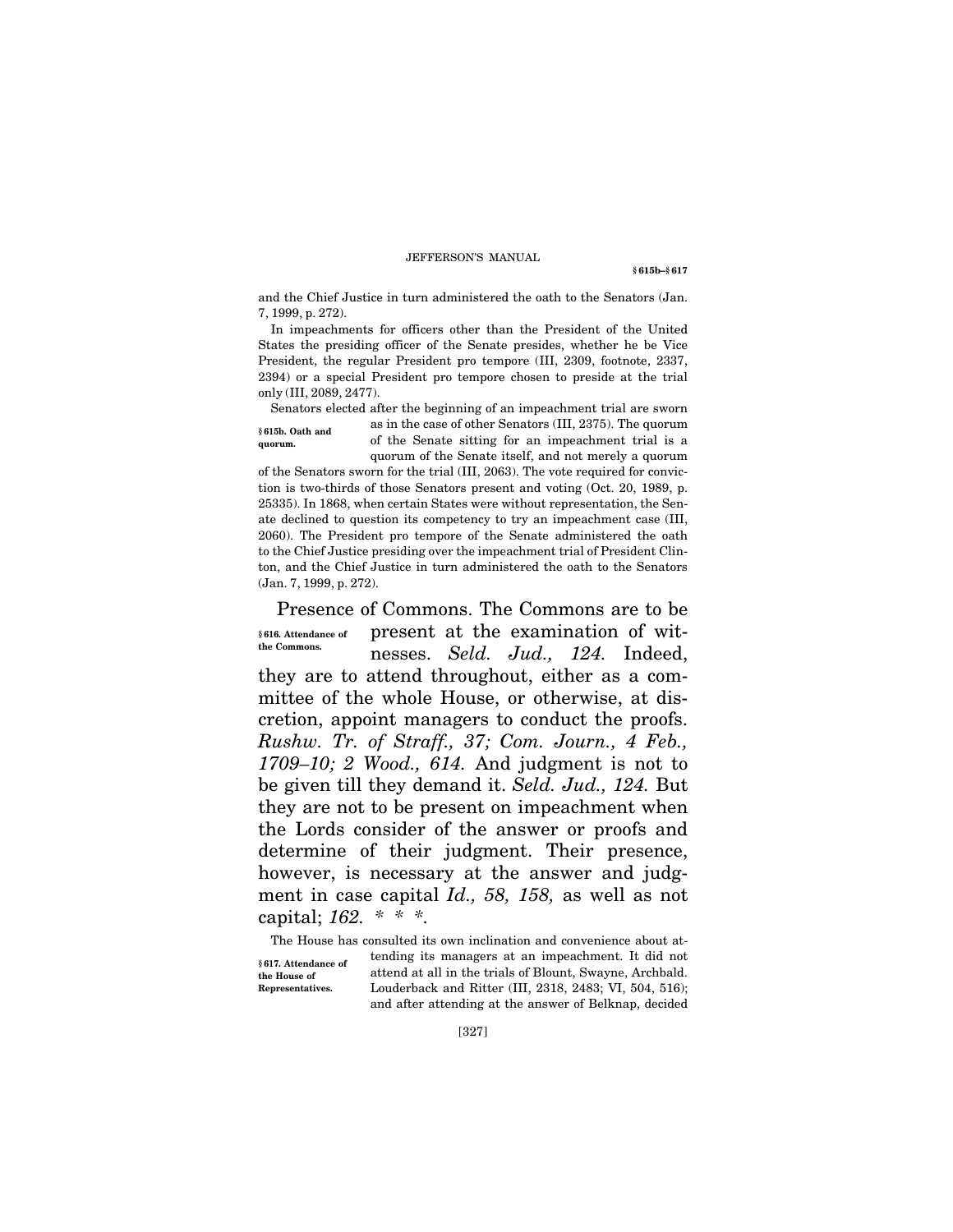and the Chief Justice in turn administered the oath to the Senators (Jan. 7, 1999, p. 272).

In impeachments for officers other than the President of the United States the presiding officer of the Senate presides, whether he be Vice President, the regular President pro tempore (III, 2309, footnote, 2337, 2394) or a special President pro tempore chosen to preside at the trial only (III, 2089, 2477).

**§ 615b. Oath and quorum.**

Senators elected after the beginning of an impeachment trial are sworn as in the case of other Senators (III, 2375). The quorum of the Senate sitting for an impeachment trial is a quorum of the Senate itself, and not merely a quorum of the Senators sworn for the trial (III, 2063). The vote required for conviction is two-thirds of those Senators present and voting (Oct. 20, 1989, p. 25335). In 1868, when certain States were without representation, the Senate declined to question its competency to try an impeachment case (III, 2060). The President pro tempore of the Senate administered the oath to the Chief Justice presiding over the impeachment trial of President Clinton, and the Chief Justice in turn administered the oath to the Senators (Jan. 7, 1999, p. 272).

**§ 616. Attendance of the Commons.**

Presence of Commons. The Commons are to be present at the examination of witnesses. *Seld. Jud., 124.* Indeed, they are to attend throughout, either as a committee of the whole House, or otherwise, at discretion, appoint managers to conduct the proofs. *Rushw. Tr. of Straff., 37; Com. Journ., 4 Feb., 1709–10; 2 Wood., 614.* And judgment is not to be given till they demand it. *Seld. Jud., 124.* But they are not to be present on impeachment when the Lords consider of the answer or proofs and determine of their judgment. Their presence, however, is necessary at the answer and judgment in case capital *Id., 58, 158,* as well as not capital; *162.* * * *.

**§ 617. Attendance of the House of Representatives.**

The House has consulted its own inclination and convenience about attending its managers at an impeachment. It did not attend at all in the trials of Blount, Swayne, Archbald. Louderback and Ritter (III, 2318, 2483; VI, 504, 516); and after attending at the answer of Belknap, decided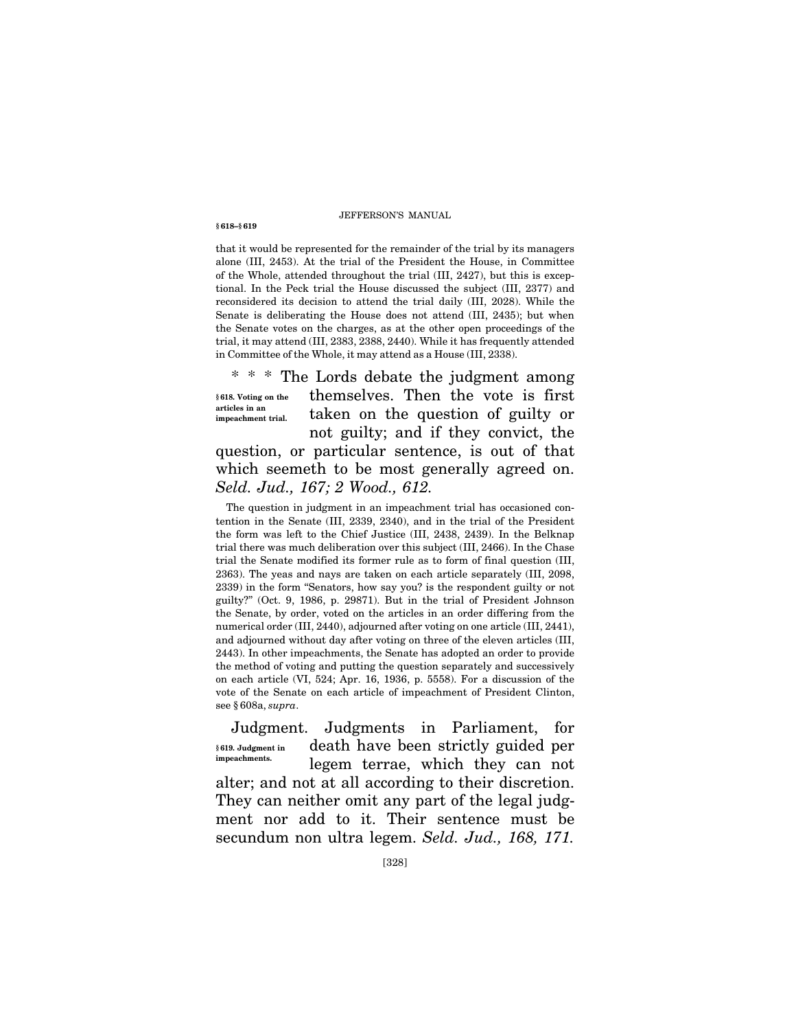that it would be represented for the remainder of the trial by its managers alone (III, 2453). At the trial of the President the House, in Committee of the Whole, attended throughout the trial (III, 2427), but this is exceptional. In the Peck trial the House discussed the subject (III, 2377) and reconsidered its decision to attend the trial daily (III, 2028). While the Senate is deliberating the House does not attend (III, 2435); but when the Senate votes on the charges, as at the other open proceedings of the trial, it may attend (III, 2383, 2388, 2440). While it has frequently attended in Committee of the Whole, it may attend as a House (III, 2338).

**§ 618. Voting on the articles in an impeachment trial.**

* * * The Lords debate the judgment among themselves. Then the vote is first taken on the question of guilty or not guilty; and if they convict, the question, or particular sentence, is out of that which seemeth to be most generally agreed on. *Seld. Jud., 167; 2 Wood., 612.*

The question in judgment in an impeachment trial has occasioned contention in the Senate (III, 2339, 2340), and in the trial of the President the form was left to the Chief Justice (III, 2438, 2439). In the Belknap trial there was much deliberation over this subject (III, 2466). In the Chase trial the Senate modified its former rule as to form of final question (III, 2363). The yeas and nays are taken on each article separately (III, 2098, 2339) in the form "Senators, how say you? is the respondent guilty or not guilty?" (Oct. 9, 1986, p. 29871). But in the trial of President Johnson the Senate, by order, voted on the articles in an order differing from the numerical order (III, 2440), adjourned after voting on one article (III, 2441), and adjourned without day after voting on three of the eleven articles (III, 2443). In other impeachments, the Senate has adopted an order to provide the method of voting and putting the question separately and successively on each article (VI, 524; Apr. 16, 1936, p. 5558). For a discussion of the vote of the Senate on each article of impeachment of President Clinton, see § 608a, *supra*.

**§ 619. Judgment in impeachments.**

Judgment. Judgments in Parliament, for death have been strictly guided per legem terrae, which they can not alter; and not at all according to their discretion. They can neither omit any part of the legal judgment nor add to it. Their sentence must be secundum non ultra legem. *Seld. Jud., 168, 171.*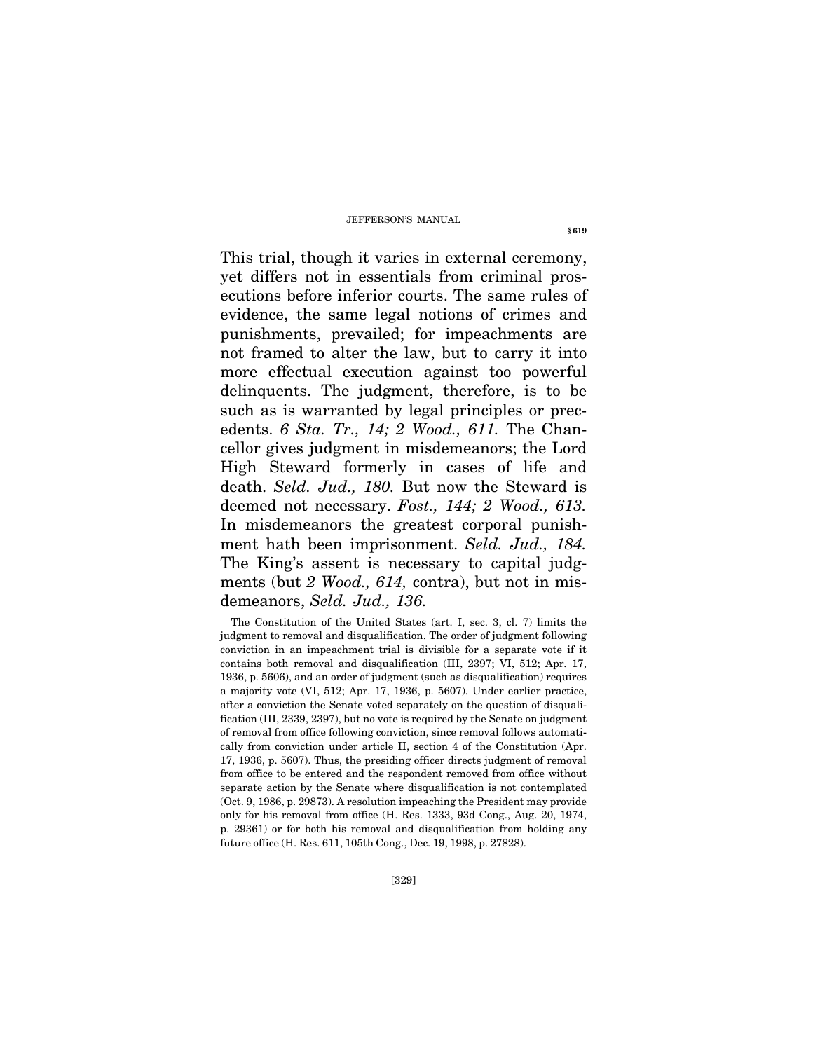This trial, though it varies in external ceremony, yet differs not in essentials from criminal prosecutions before inferior courts. The same rules of evidence, the same legal notions of crimes and punishments, prevailed; for impeachments are not framed to alter the law, but to carry it into more effectual execution against too powerful delinquents. The judgment, therefore, is to be such as is warranted by legal principles or precedents. *6 Sta. Tr., 14; 2 Wood., 611.* The Chancellor gives judgment in misdemeanors; the Lord High Steward formerly in cases of life and death. *Seld. Jud., 180.* But now the Steward is deemed not necessary. *Fost., 144; 2 Wood., 613.* In misdemeanors the greatest corporal punishment hath been imprisonment. *Seld. Jud., 184.* The King's assent is necessary to capital judgments (but *2 Wood., 614,* contra), but not in misdemeanors, *Seld. Jud., 136.*

The Constitution of the United States (art. I, sec. 3, cl. 7) limits the judgment to removal and disqualification. The order of judgment following conviction in an impeachment trial is divisible for a separate vote if it contains both removal and disqualification (III, 2397; VI, 512; Apr. 17, 1936, p. 5606), and an order of judgment (such as disqualification) requires a majority vote (VI, 512; Apr. 17, 1936, p. 5607). Under earlier practice, after a conviction the Senate voted separately on the question of disqualification (III, 2339, 2397), but no vote is required by the Senate on judgment of removal from office following conviction, since removal follows automatically from conviction under article II, section 4 of the Constitution (Apr. 17, 1936, p. 5607). Thus, the presiding officer directs judgment of removal from office to be entered and the respondent removed from office without separate action by the Senate where disqualification is not contemplated (Oct. 9, 1986, p. 29873). A resolution impeaching the President may provide only for his removal from office (H. Res. 1333, 93d Cong., Aug. 20, 1974, p. 29361) or for both his removal and disqualification from holding any future office (H. Res. 611, 105th Cong., Dec. 19, 1998, p. 27828).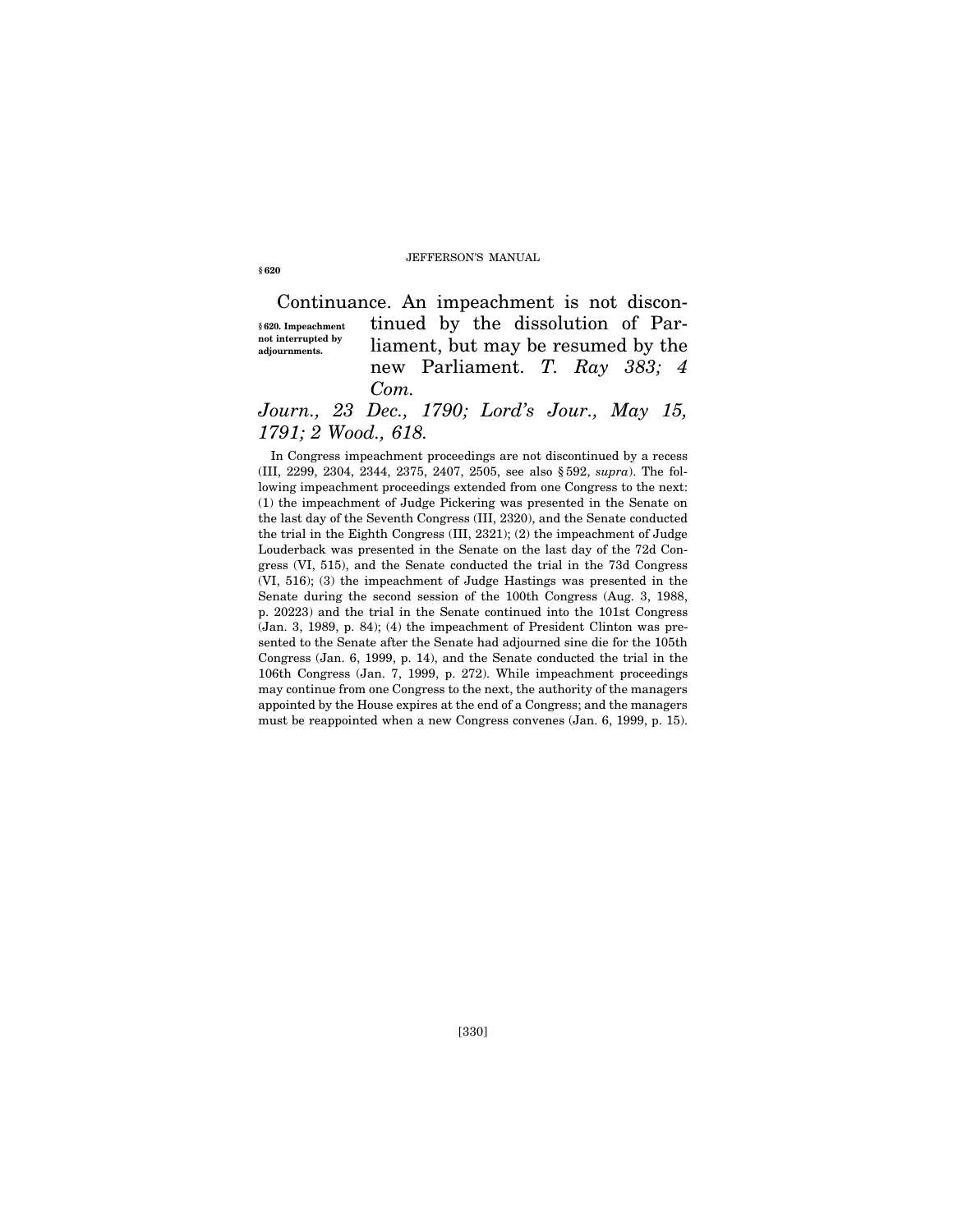**§ 620. Impeachment not interrupted by adjournments.**

Continuance. An impeachment is not discontinued by the dissolution of Parliament, but may be resumed by the new Parliament. *T. Ray 383; 4 Com. Journ., 23 Dec., 1790; Lord's Jour., May 15, 1791; 2 Wood., 618.*

In Congress impeachment proceedings are not discontinued by a recess (III, 2299, 2304, 2344, 2375, 2407, 2505, see also § 592, *supra*). The following impeachment proceedings extended from one Congress to the next: (1) the impeachment of Judge Pickering was presented in the Senate on the last day of the Seventh Congress (III, 2320), and the Senate conducted the trial in the Eighth Congress (III, 2321); (2) the impeachment of Judge Louderback was presented in the Senate on the last day of the 72d Congress (VI, 515), and the Senate conducted the trial in the 73d Congress (VI, 516); (3) the impeachment of Judge Hastings was presented in the Senate during the second session of the 100th Congress (Aug. 3, 1988, p. 20223) and the trial in the Senate continued into the 101st Congress (Jan. 3, 1989, p. 84); (4) the impeachment of President Clinton was presented to the Senate after the Senate had adjourned sine die for the 105th Congress (Jan. 6, 1999, p. 14), and the Senate conducted the trial in the 106th Congress (Jan. 7, 1999, p. 272). While impeachment proceedings may continue from one Congress to the next, the authority of the managers appointed by the House expires at the end of a Congress; and the managers must be reappointed when a new Congress convenes (Jan. 6, 1999, p. 15).